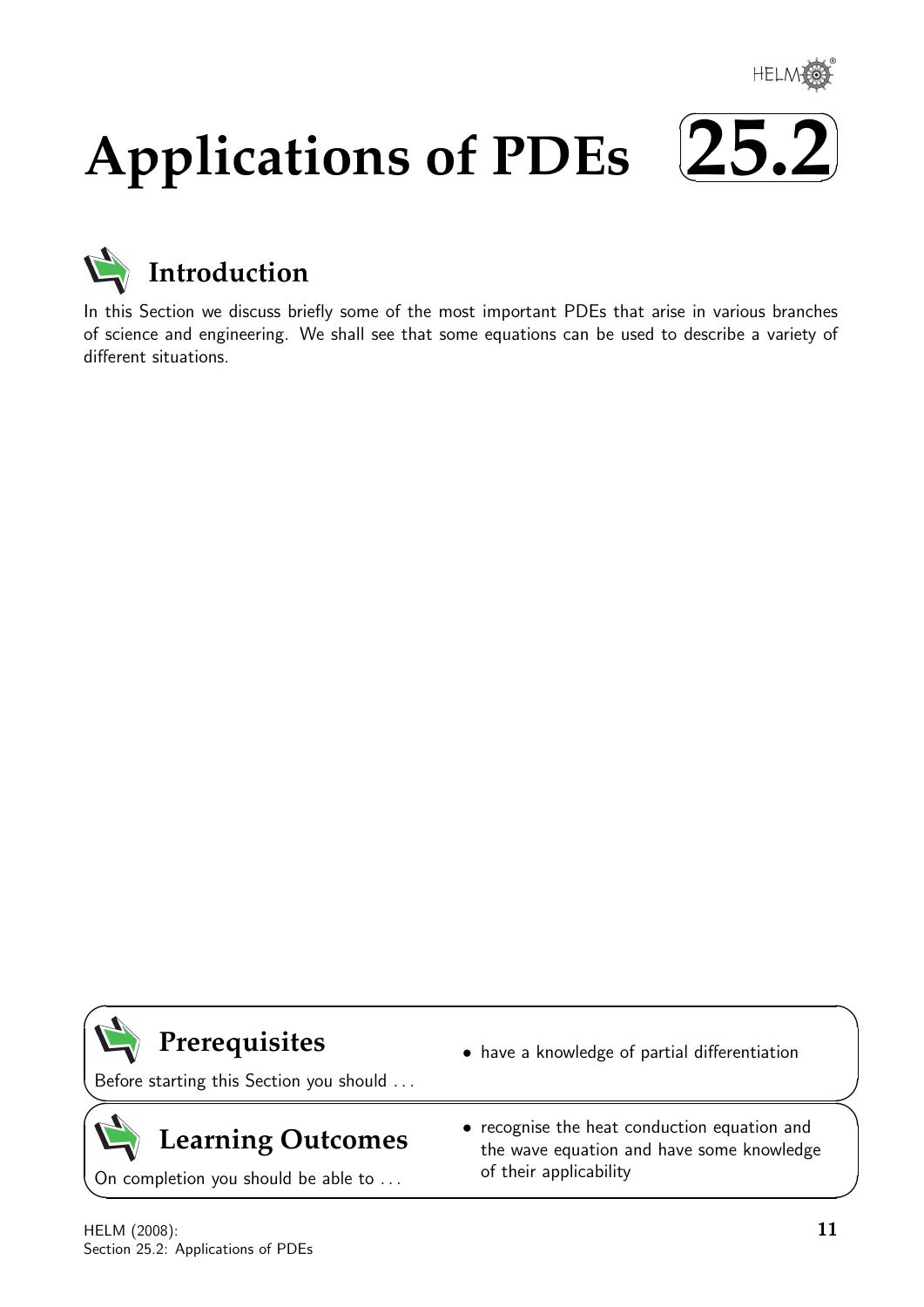# Applications of PDEs 25.2

## Introduction

In this Section we discuss briefly some of the most important PDEs that arise in various branches of science and engineering. We shall see that some equations can be used to describe a variety of different situations.

## Prerequisites

Before starting this Section you should . . .

- have a knowledge of partial differentiation

## Learning Outcomes

On completion you should be able to . . .

- recognise the heat conduction equation and the wave equation and have some knowledge of their applicability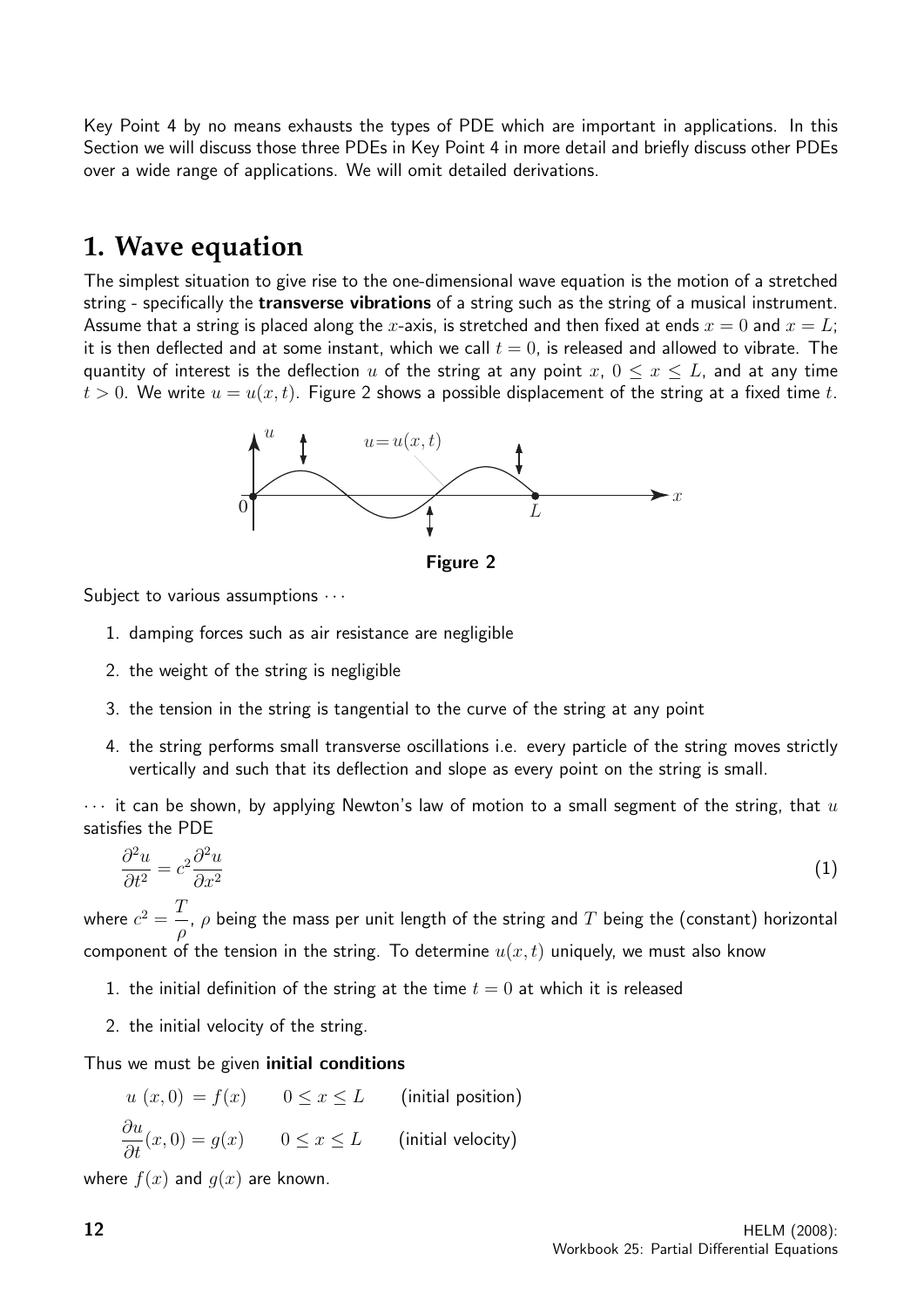Key Point 4 by no means exhausts the types of PDE which are important in applications. In this Section we will discuss those three PDEs in Key Point 4 in more detail and briefly discuss other PDEs over a wide range of applications. We will omit detailed derivations.

# 1. Wave equation

The simplest situation to give rise to the one-dimensional wave equation is the motion of a stretched string - specifically the **transverse vibrations** of a string such as the string of a musical instrument. Assume that a string is placed along the $x$-axis, is stretched and then fixed at ends $x = 0$ and $x = L$; it is then deflected and at some instant, which we call $t = 0$, is released and allowed to vibrate. The quantity of interest is the deflection $u$ of the string at any point $x$, $0 \leq x \leq L$, and at any time $t > 0$. We write $u = u(x, t)$. Figure 2 shows a possible displacement of the string at a fixed time $t$.

**Figure 2**

Subject to various assumptions $\cdots$

1. damping forces such as air resistance are negligible
2. the weight of the string is negligible
3. the tension in the string is tangential to the curve of the string at any point
4. the string performs small transverse oscillations i.e. every particle of the string moves strictly vertically and such that its deflection and slope as every point on the string is small.

$\cdots$ it can be shown, by applying Newton's law of motion to a small segment of the string, that $u$ satisfies the PDE

$$\frac{\partial^2 u}{\partial t^2} = c^2 \frac{\partial^2 u}{\partial x^2} \qquad (1)$$

where $c^2 = \dfrac{T}{\rho}$, $\rho$ being the mass per unit length of the string and $T$ being the (constant) horizontal component of the tension in the string. To determine $u(x, t)$ uniquely, we must also know

1. the initial definition of the string at the time $t = 0$ at which it is released
2. the initial velocity of the string.

Thus we must be given **initial conditions**

$$u\ (x, 0) = f(x) \qquad 0 \leq x \leq L \qquad \text{(initial position)}$$

$$\frac{\partial u}{\partial t}(x, 0) = g(x) \qquad 0 \leq x \leq L \qquad \text{(initial velocity)}$$

where $f(x)$ and $g(x)$ are known.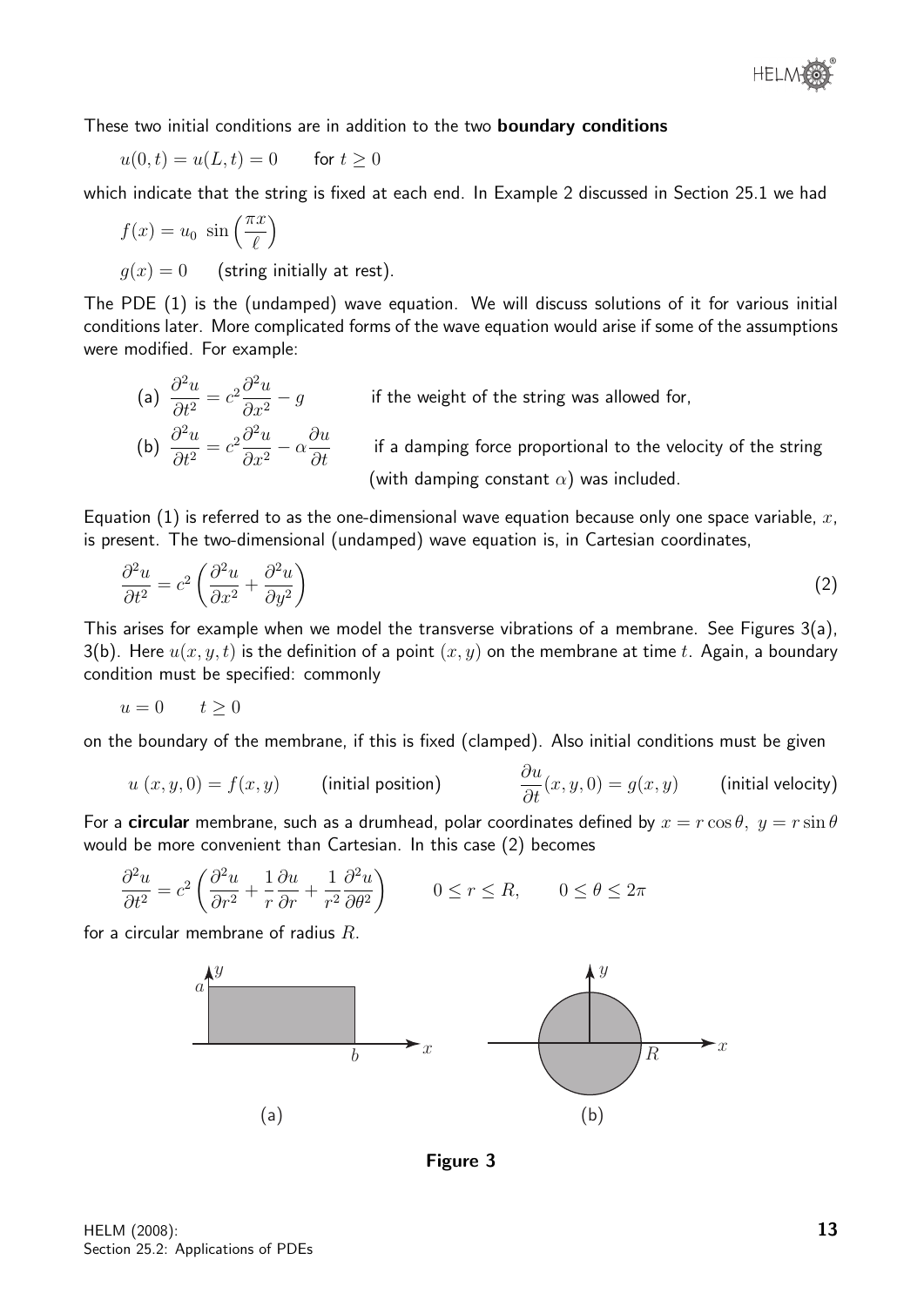These two initial conditions are in addition to the two **boundary conditions**

$$u(0,t) = u(L,t) = 0 \qquad \text{for } t \geq 0$$

which indicate that the string is fixed at each end. In Example 2 discussed in Section 25.1 we had

$$f(x) = u_0 \, \sin\left(\frac{\pi x}{\ell}\right)$$

$$g(x) = 0 \qquad \text{(string initially at rest).}$$

The PDE (1) is the (undamped) wave equation. We will discuss solutions of it for various initial conditions later. More complicated forms of the wave equation would arise if some of the assumptions were modified. For example:

(a) $\dfrac{\partial^2 u}{\partial t^2} = c^2 \dfrac{\partial^2 u}{\partial x^2} - g$ if the weight of the string was allowed for,

(b) $\dfrac{\partial^2 u}{\partial t^2} = c^2 \dfrac{\partial^2 u}{\partial x^2} - \alpha \dfrac{\partial u}{\partial t}$ if a damping force proportional to the velocity of the string (with damping constant $\alpha$) was included.

Equation (1) is referred to as the one-dimensional wave equation because only one space variable, $x$, is present. The two-dimensional (undamped) wave equation is, in Cartesian coordinates,

$$\frac{\partial^2 u}{\partial t^2} = c^2 \left(\frac{\partial^2 u}{\partial x^2} + \frac{\partial^2 u}{\partial y^2}\right) \tag{2}$$

This arises for example when we model the transverse vibrations of a membrane. See Figures 3(a), 3(b). Here $u(x,y,t)$ is the definition of a point $(x,y)$ on the membrane at time $t$. Again, a boundary condition must be specified: commonly

$$u = 0 \qquad t \geq 0$$

on the boundary of the membrane, if this is fixed (clamped). Also initial conditions must be given

$$u\,(x,y,0) = f(x,y) \qquad \text{(initial position)} \qquad \frac{\partial u}{\partial t}(x,y,0) = g(x,y) \qquad \text{(initial velocity)}$$

For a **circular** membrane, such as a drumhead, polar coordinates defined by $x = r\cos\theta,\ y = r\sin\theta$ would be more convenient than Cartesian. In this case (2) becomes

$$\frac{\partial^2 u}{\partial t^2} = c^2 \left(\frac{\partial^2 u}{\partial r^2} + \frac{1}{r}\frac{\partial u}{\partial r} + \frac{1}{r^2}\frac{\partial^2 u}{\partial \theta^2}\right) \qquad 0 \leq r \leq R, \qquad 0 \leq \theta \leq 2\pi$$

for a circular membrane of radius $R$.

(a) (b)

**Figure 3**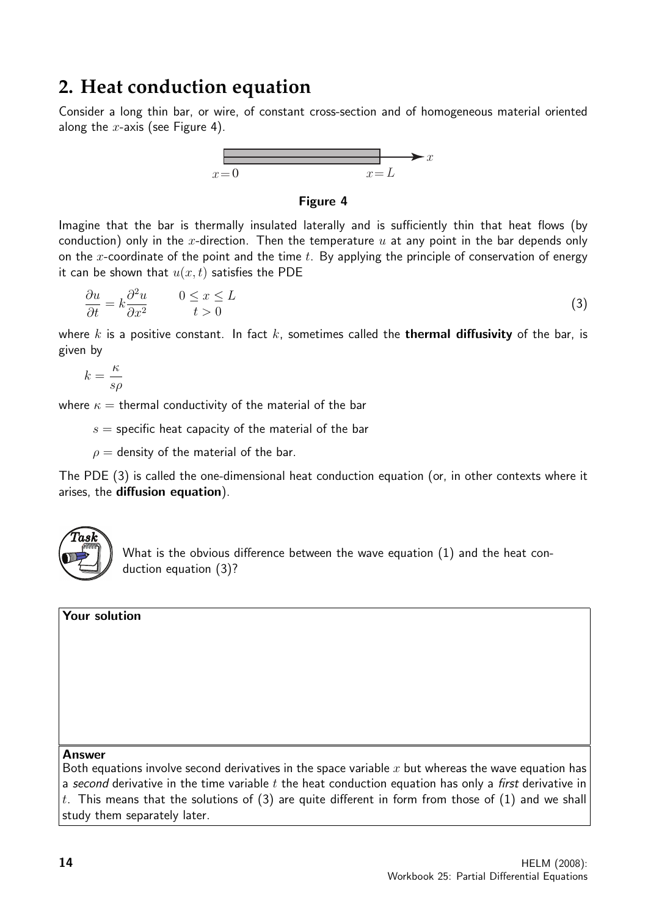## 2. Heat conduction equation

Consider a long thin bar, or wire, of constant cross-section and of homogeneous material oriented along the $x$-axis (see Figure 4).

$x = 0$ $\qquad\qquad\qquad\qquad$ $x = L$

**Figure 4**

Imagine that the bar is thermally insulated laterally and is sufficiently thin that heat flows (by conduction) only in the $x$-direction. Then the temperature $u$ at any point in the bar depends only on the $x$-coordinate of the point and the time $t$. By applying the principle of conservation of energy it can be shown that $u(x, t)$ satisfies the PDE

$$\frac{\partial u}{\partial t} = k\frac{\partial^2 u}{\partial x^2} \qquad \begin{array}{c} 0 \leq x \leq L \\ t > 0 \end{array} \tag{3}$$

where $k$ is a positive constant. In fact $k$, sometimes called the **thermal diffusivity** of the bar, is given by

$$k = \frac{\kappa}{s\rho}$$

where $\kappa =$ thermal conductivity of the material of the bar

$s =$ specific heat capacity of the material of the bar

$\rho =$ density of the material of the bar.

The PDE (3) is called the one-dimensional heat conduction equation (or, in other contexts where it arises, the **diffusion equation**).

**Task**

What is the obvious difference between the wave equation (1) and the heat conduction equation (3)?

**Your solution**

**Answer**

Both equations involve second derivatives in the space variable $x$ but whereas the wave equation has a *second* derivative in the time variable $t$ the heat conduction equation has only a *first* derivative in $t$. This means that the solutions of (3) are quite different in form from those of (1) and we shall study them separately later.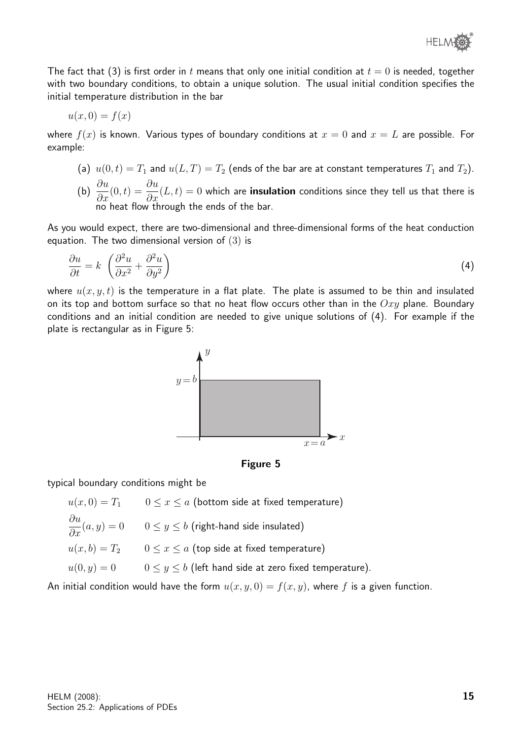The fact that (3) is first order in $t$ means that only one initial condition at $t = 0$ is needed, together with two boundary conditions, to obtain a unique solution. The usual initial condition specifies the initial temperature distribution in the bar

$$u(x, 0) = f(x)$$

where $f(x)$ is known. Various types of boundary conditions at $x = 0$ and $x = L$ are possible. For example:

(a) $u(0, t) = T_1$ and $u(L, T) = T_2$ (ends of the bar are at constant temperatures $T_1$ and $T_2$).

(b) $\dfrac{\partial u}{\partial x}(0, t) = \dfrac{\partial u}{\partial x}(L, t) = 0$ which are **insulation** conditions since they tell us that there is no heat flow through the ends of the bar.

As you would expect, there are two-dimensional and three-dimensional forms of the heat conduction equation. The two dimensional version of (3) is

$$\frac{\partial u}{\partial t} = k \left( \frac{\partial^2 u}{\partial x^2} + \frac{\partial^2 u}{\partial y^2} \right) \tag{4}$$

where $u(x, y, t)$ is the temperature in a flat plate. The plate is assumed to be thin and insulated on its top and bottom surface so that no heat flow occurs other than in the $Oxy$ plane. Boundary conditions and an initial condition are needed to give unique solutions of (4). For example if the plate is rectangular as in Figure 5:

**Figure 5**

typical boundary conditions might be

$u(x, 0) = T_1$ $\quad 0 \leq x \leq a$ (bottom side at fixed temperature)

$\dfrac{\partial u}{\partial x}(a, y) = 0$ $\quad 0 \leq y \leq b$ (right-hand side insulated)

$u(x, b) = T_2$ $\quad 0 \leq x \leq a$ (top side at fixed temperature)

$u(0, y) = 0$ $\quad 0 \leq y \leq b$ (left hand side at zero fixed temperature).

An initial condition would have the form $u(x, y, 0) = f(x, y)$, where $f$ is a given function.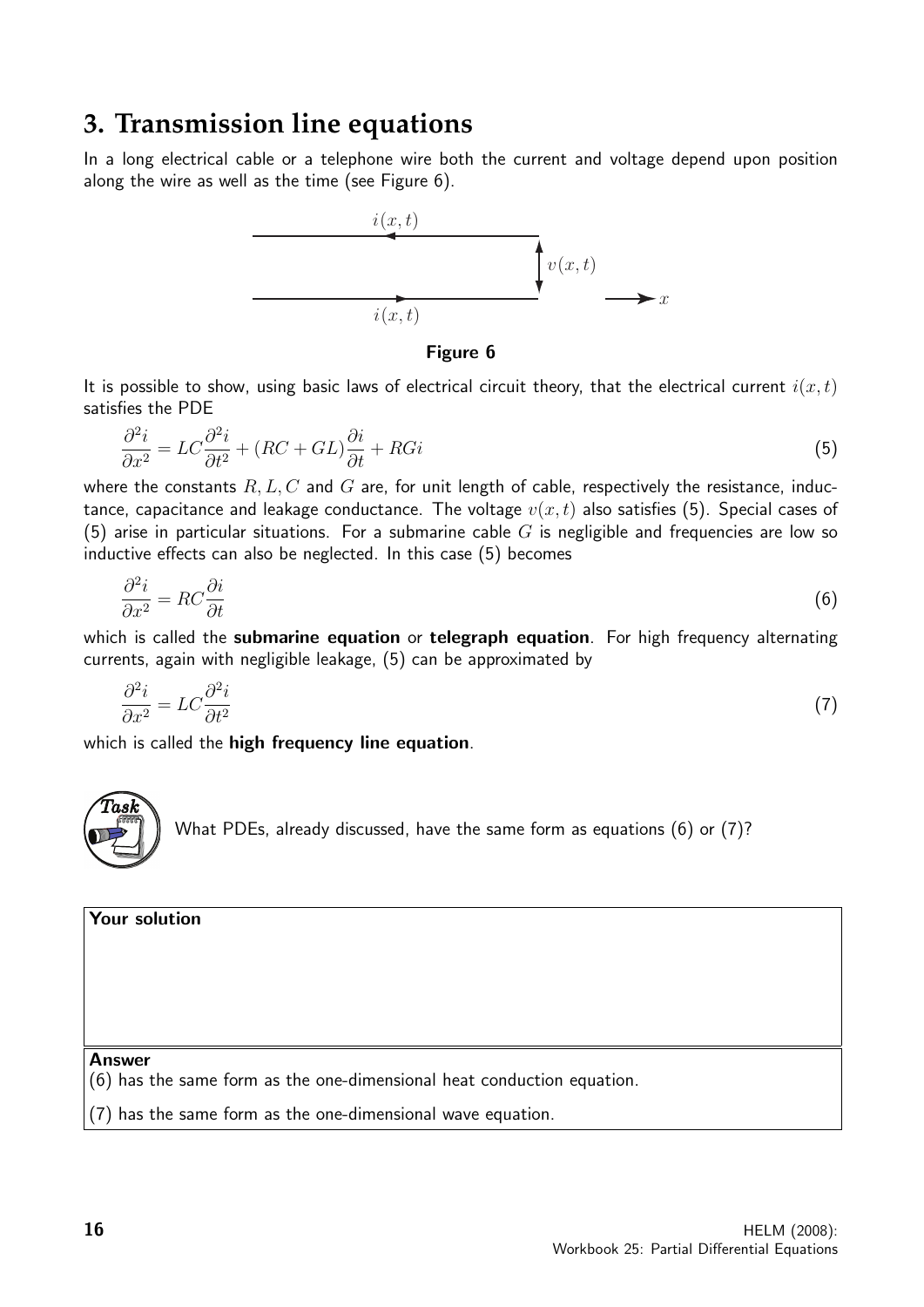# 3. Transmission line equations

In a long electrical cable or a telephone wire both the current and voltage depend upon position along the wire as well as the time (see Figure 6).

**Figure 6**

It is possible to show, using basic laws of electrical circuit theory, that the electrical current $i(x,t)$ satisfies the PDE

$$\frac{\partial^2 i}{\partial x^2} = LC\frac{\partial^2 i}{\partial t^2} + (RC + GL)\frac{\partial i}{\partial t} + RGi \qquad (5)$$

where the constants $R, L, C$ and $G$ are, for unit length of cable, respectively the resistance, inductance, capacitance and leakage conductance. The voltage $v(x,t)$ also satisfies (5). Special cases of (5) arise in particular situations. For a submarine cable $G$ is negligible and frequencies are low so inductive effects can also be neglected. In this case (5) becomes

$$\frac{\partial^2 i}{\partial x^2} = RC\frac{\partial i}{\partial t} \qquad (6)$$

which is called the **submarine equation** or **telegraph equation**. For high frequency alternating currents, again with negligible leakage, (5) can be approximated by

$$\frac{\partial^2 i}{\partial x^2} = LC\frac{\partial^2 i}{\partial t^2} \qquad (7)$$

which is called the **high frequency line equation**.

**Task**

What PDEs, already discussed, have the same form as equations (6) or (7)?

**Your solution**

**Answer**

(6) has the same form as the one-dimensional heat conduction equation.

(7) has the same form as the one-dimensional wave equation.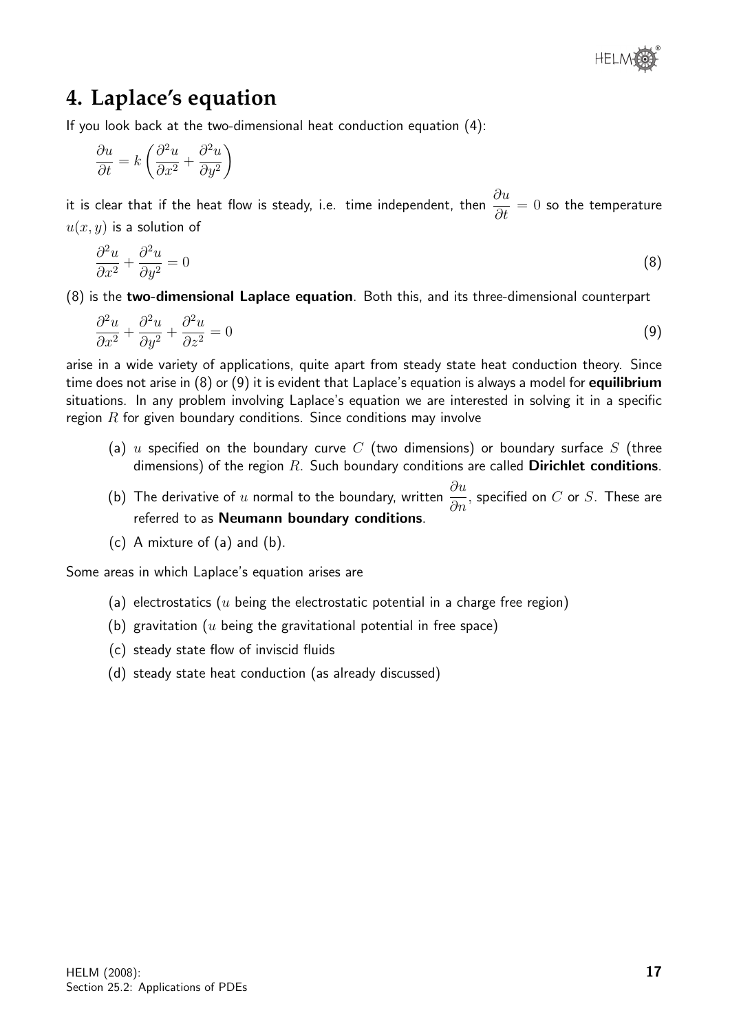## 4. Laplace's equation

If you look back at the two-dimensional heat conduction equation (4):

$$\frac{\partial u}{\partial t} = k\left(\frac{\partial^2 u}{\partial x^2} + \frac{\partial^2 u}{\partial y^2}\right)$$

it is clear that if the heat flow is steady, i.e. time independent, then $\dfrac{\partial u}{\partial t} = 0$ so the temperature $u(x, y)$ is a solution of

$$\frac{\partial^2 u}{\partial x^2} + \frac{\partial^2 u}{\partial y^2} = 0 \tag{8}$$

(8) is the **two-dimensional Laplace equation**. Both this, and its three-dimensional counterpart

$$\frac{\partial^2 u}{\partial x^2} + \frac{\partial^2 u}{\partial y^2} + \frac{\partial^2 u}{\partial z^2} = 0 \tag{9}$$

arise in a wide variety of applications, quite apart from steady state heat conduction theory. Since time does not arise in (8) or (9) it is evident that Laplace's equation is always a model for **equilibrium** situations. In any problem involving Laplace's equation we are interested in solving it in a specific region $R$ for given boundary conditions. Since conditions may involve

(a) $u$ specified on the boundary curve $C$ (two dimensions) or boundary surface $S$ (three dimensions) of the region $R$. Such boundary conditions are called **Dirichlet conditions**.

(b) The derivative of $u$ normal to the boundary, written $\dfrac{\partial u}{\partial n}$, specified on $C$ or $S$. These are referred to as **Neumann boundary conditions**.

(c) A mixture of (a) and (b).

Some areas in which Laplace's equation arises are

(a) electrostatics ($u$ being the electrostatic potential in a charge free region)

(b) gravitation ($u$ being the gravitational potential in free space)

(c) steady state flow of inviscid fluids

(d) steady state heat conduction (as already discussed)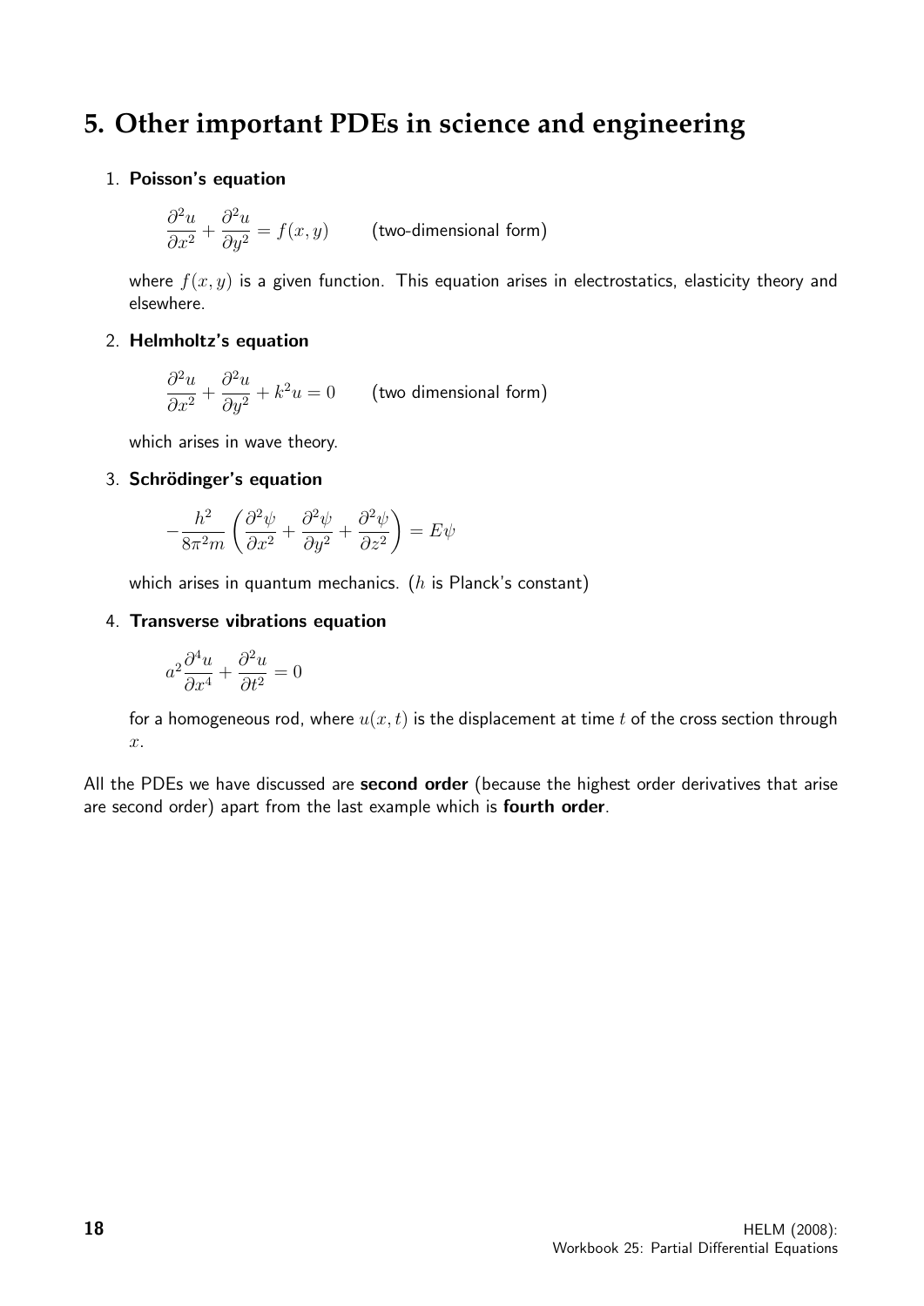## 5. Other important PDEs in science and engineering

1. **Poisson's equation**

$$\frac{\partial^2 u}{\partial x^2} + \frac{\partial^2 u}{\partial y^2} = f(x, y) \qquad \text{(two-dimensional form)}$$

where $f(x, y)$ is a given function. This equation arises in electrostatics, elasticity theory and elsewhere.

2. **Helmholtz's equation**

$$\frac{\partial^2 u}{\partial x^2} + \frac{\partial^2 u}{\partial y^2} + k^2 u = 0 \qquad \text{(two dimensional form)}$$

which arises in wave theory.

3. **Schrödinger's equation**

$$-\frac{h^2}{8\pi^2 m}\left(\frac{\partial^2 \psi}{\partial x^2} + \frac{\partial^2 \psi}{\partial y^2} + \frac{\partial^2 \psi}{\partial z^2}\right) = E\psi$$

which arises in quantum mechanics. ($h$ is Planck's constant)

4. **Transverse vibrations equation**

$$a^2 \frac{\partial^4 u}{\partial x^4} + \frac{\partial^2 u}{\partial t^2} = 0$$

for a homogeneous rod, where $u(x, t)$ is the displacement at time $t$ of the cross section through $x$.

All the PDEs we have discussed are **second order** (because the highest order derivatives that arise are second order) apart from the last example which is **fourth order**.